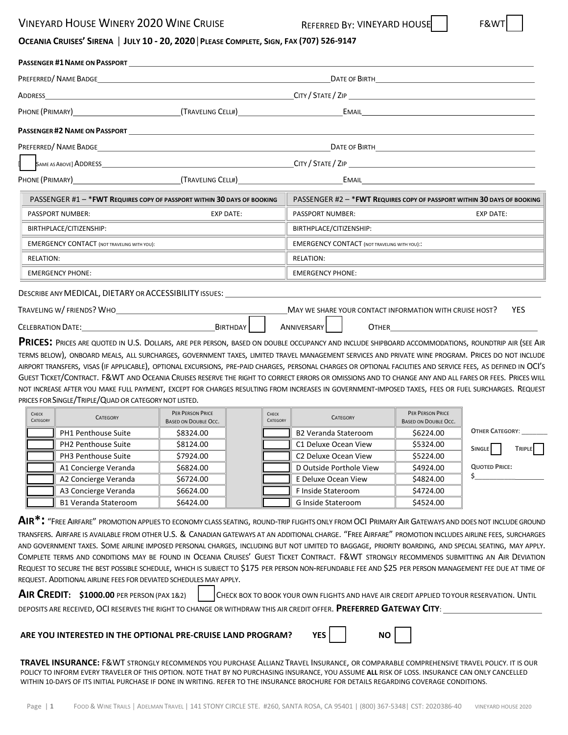# VINEYARD HOUSE WINERY 2020 WINE CRUISE

REFERRED BY: VINEYARD HOUSE ☐ F&WT ☐

**OCEANIA CRUISES' SIRENA | JULY 10 - 20, 2020 | PLEASE COMPLETE, SIGN, FAX (707) 526-9147**

**PASSENGER #1 NAME ON PASSPORT** \_\_\_\_\_\_\_\_\_\_\_\_\_\_\_\_\_\_\_\_

PREFERRED/ NAME BADGE \_\_\_\_\_\_\_\_\_\_\_\_\_\_\_\_\_\_\_\_ DATE OF BIRTH \_\_\_\_\_\_\_\_\_\_\_\_\_\_\_\_\_\_\_\_

ADDRESS \_\_\_\_\_\_\_\_\_\_\_\_\_\_\_\_\_\_\_\_ CITY / STATE / ZIP \_\_\_\_\_\_\_\_\_\_\_\_\_\_\_\_\_\_\_\_

PHONE (PRIMARY) \_\_\_\_\_\_\_\_\_\_ (TRAVELING CELL#) \_\_\_\_\_\_\_\_\_\_ EMAIL \_\_\_\_\_\_\_\_\_\_\_\_\_\_\_\_\_\_\_\_

**PASSENGER #2 NAME ON PASSPORT** \_\_\_\_\_\_\_\_\_\_\_\_\_\_\_\_\_\_\_\_

PREFERRED/ NAME BADGE \_\_\_\_\_\_\_\_\_\_\_\_\_\_\_\_\_\_\_\_ DATE OF BIRTH \_\_\_\_\_\_\_\_\_\_\_\_\_\_\_\_\_\_\_\_

[ ☐ SAME AS ABOVE] ADDRESS \_\_\_\_\_\_\_\_\_\_\_\_\_\_\_\_\_\_\_\_ CITY / STATE / ZIP \_\_\_\_\_\_\_\_\_\_\_\_\_\_\_\_\_\_\_\_

PHONE (PRIMARY) \_\_\_\_\_\_\_\_\_\_ (TRAVELING CELL#) \_\_\_\_\_\_\_\_\_\_ EMAIL \_\_\_\_\_\_\_\_\_\_\_\_\_\_\_\_\_\_\_\_

| PASSENGER #1 – \***FWT REQUIRES COPY OF PASSPORT WITHIN 30 DAYS OF BOOKING** | | PASSENGER #2 – \***FWT REQUIRES COPY OF PASSPORT WITHIN 30 DAYS OF BOOKING** | |
|---|---|---|---|
| PASSPORT NUMBER: | EXP DATE: | PASSPORT NUMBER: | EXP DATE: |
| BIRTHPLACE/CITIZENSHIP: | | BIRTHPLACE/CITIZENSHIP: | |
| EMERGENCY CONTACT (NOT TRAVELING WITH YOU): | | EMERGENCY CONTACT (NOT TRAVELING WITH YOU):: | |
| RELATION: | | RELATION: | |
| EMERGENCY PHONE: | | EMERGENCY PHONE: | |

DESCRIBE ANY MEDICAL, DIETARY OR ACCESSIBILITY ISSUES: \_\_\_\_\_\_\_\_\_\_\_\_\_\_\_\_\_\_\_\_

TRAVELING W/ FRIENDS? WHO \_\_\_\_\_\_\_\_\_\_\_\_\_\_\_\_\_\_\_\_ MAY WE SHARE YOUR CONTACT INFORMATION WITH CRUISE HOST? YES

CELEBRATION DATE: \_\_\_\_\_\_\_\_\_\_ BIRTHDAY ☐ ANNIVERSARY ☐ OTHER \_\_\_\_\_\_\_\_\_\_

**PRICES:** PRICES ARE QUOTED IN U.S. DOLLARS, ARE PER PERSON, BASED ON DOUBLE OCCUPANCY AND INCLUDE SHIPBOARD ACCOMMODATIONS, ROUNDTRIP AIR (SEE AIR TERMS BELOW), ONBOARD MEALS, ALL SURCHARGES, GOVERNMENT TAXES, LIMITED TRAVEL MANAGEMENT SERVICES AND PRIVATE WINE PROGRAM. PRICES DO NOT INCLUDE AIRPORT TRANSFERS, VISAS (IF APPLICABLE), OPTIONAL EXCURSIONS, PRE-PAID CHARGES, PERSONAL CHARGES OR OPTIONAL FACILITIES AND SERVICE FEES, AS DEFINED IN OCI'S GUEST TICKET/CONTRACT. F&WT AND OCEANIA CRUISES RESERVE THE RIGHT TO CORRECT ERRORS OR OMISSIONS AND TO CHANGE ANY AND ALL FARES OR FEES. PRICES WILL NOT INCREASE AFTER YOU MAKE FULL PAYMENT, EXCEPT FOR CHARGES RESULTING FROM INCREASES IN GOVERNMENT-IMPOSED TAXES, FEES OR FUEL SURCHARGES. REQUEST PRICES FOR SINGLE/TRIPLE/QUAD OR CATEGORY NOT LISTED.

| CHECK CATEGORY | CATEGORY | PER PERSON PRICE BASED ON DOUBLE OCC. | | CHECK CATEGORY | CATEGORY | PER PERSON PRICE BASED ON DOUBLE OCC. |
|---|---|---|---|---|---|---|
| ☐ | PH1 Penthouse Suite | \$8324.00 | | ☐ | B2 Veranda Stateroom | \$6224.00 |
| ☐ | PH2 Penthouse Suite | \$8124.00 | | ☐ | C1 Deluxe Ocean View | \$5324.00 |
| ☐ | PH3 Penthouse Suite | \$7924.00 | | ☐ | C2 Deluxe Ocean View | \$5224.00 |
| ☐ | A1 Concierge Veranda | \$6824.00 | | ☐ | D Outside Porthole View | \$4924.00 |
| ☐ | A2 Concierge Veranda | \$6724.00 | | ☐ | E Deluxe Ocean View | \$4824.00 |
| ☐ | A3 Concierge Veranda | \$6624.00 | | ☐ | F Inside Stateroom | \$4724.00 |
| ☐ | B1 Veranda Stateroom | \$6424.00 | | ☐ | G Inside Stateroom | \$4524.00 |

**OTHER CATEGORY:** \_\_\_\_\_\_\_

SINGLE ☐ TRIPLE ☐

**QUOTED PRICE:** \$\_\_\_\_\_\_\_\_\_\_

**AIR\*:** "FREE AIRFARE" PROMOTION APPLIES TO ECONOMY CLASS SEATING, ROUND-TRIP FLIGHTS ONLY FROM OCI PRIMARY AIR GATEWAYS AND DOES NOT INCLUDE GROUND TRANSFERS. AIRFARE IS AVAILABLE FROM OTHER U.S. & CANADIAN GATEWAYS AT AN ADDITIONAL CHARGE. "FREE AIRFARE" PROMOTION INCLUDES AIRLINE FEES, SURCHARGES AND GOVERNMENT TAXES. SOME AIRLINE IMPOSED PERSONAL CHARGES, INCLUDING BUT NOT LIMITED TO BAGGAGE, PRIORITY BOARDING, AND SPECIAL SEATING, MAY APPLY. COMPLETE TERMS AND CONDITIONS MAY BE FOUND IN OCEANIA CRUISES' GUEST TICKET CONTRACT. F&WT STRONGLY RECOMMENDS SUBMITTING AN AIR DEVIATION REQUEST TO SECURE THE BEST POSSIBLE SCHEDULE, WHICH IS SUBJECT TO \$175 PER PERSON NON-REFUNDABLE FEE AND \$25 PER PERSON MANAGEMENT FEE DUE AT TIME OF REQUEST. ADDITIONAL AIRLINE FEES FOR DEVIATED SCHEDULES MAY APPLY.

**AIR CREDIT: \$1000.00** PER PERSON (PAX 1&2) ☐ CHECK BOX TO BOOK YOUR OWN FLIGHTS AND HAVE AIR CREDIT APPLIED TO YOUR RESERVATION. UNTIL DEPOSITS ARE RECEIVED, OCI RESERVES THE RIGHT TO CHANGE OR WITHDRAW THIS AIR CREDIT OFFER. **PREFERRED GATEWAY CITY**: \_\_\_\_\_\_\_\_\_\_

**ARE YOU INTERESTED IN THE OPTIONAL PRE-CRUISE LAND PROGRAM? YES ☐ NO ☐**

**TRAVEL INSURANCE:** F&WT STRONGLY RECOMMENDS YOU PURCHASE ALLIANZ TRAVEL INSURANCE, OR COMPARABLE COMPREHENSIVE TRAVEL POLICY. IT IS OUR POLICY TO INFORM EVERY TRAVELER OF THIS OPTION. NOTE THAT BY NO PURCHASING INSURANCE, YOU ASSUME **ALL** RISK OF LOSS. INSURANCE CAN ONLY CANCELLED WITHIN 10-DAYS OF ITS INITIAL PURCHASE IF DONE IN WRITING. REFER TO THE INSURANCE BROCHURE FOR DETAILS REGARDING COVERAGE CONDITIONS.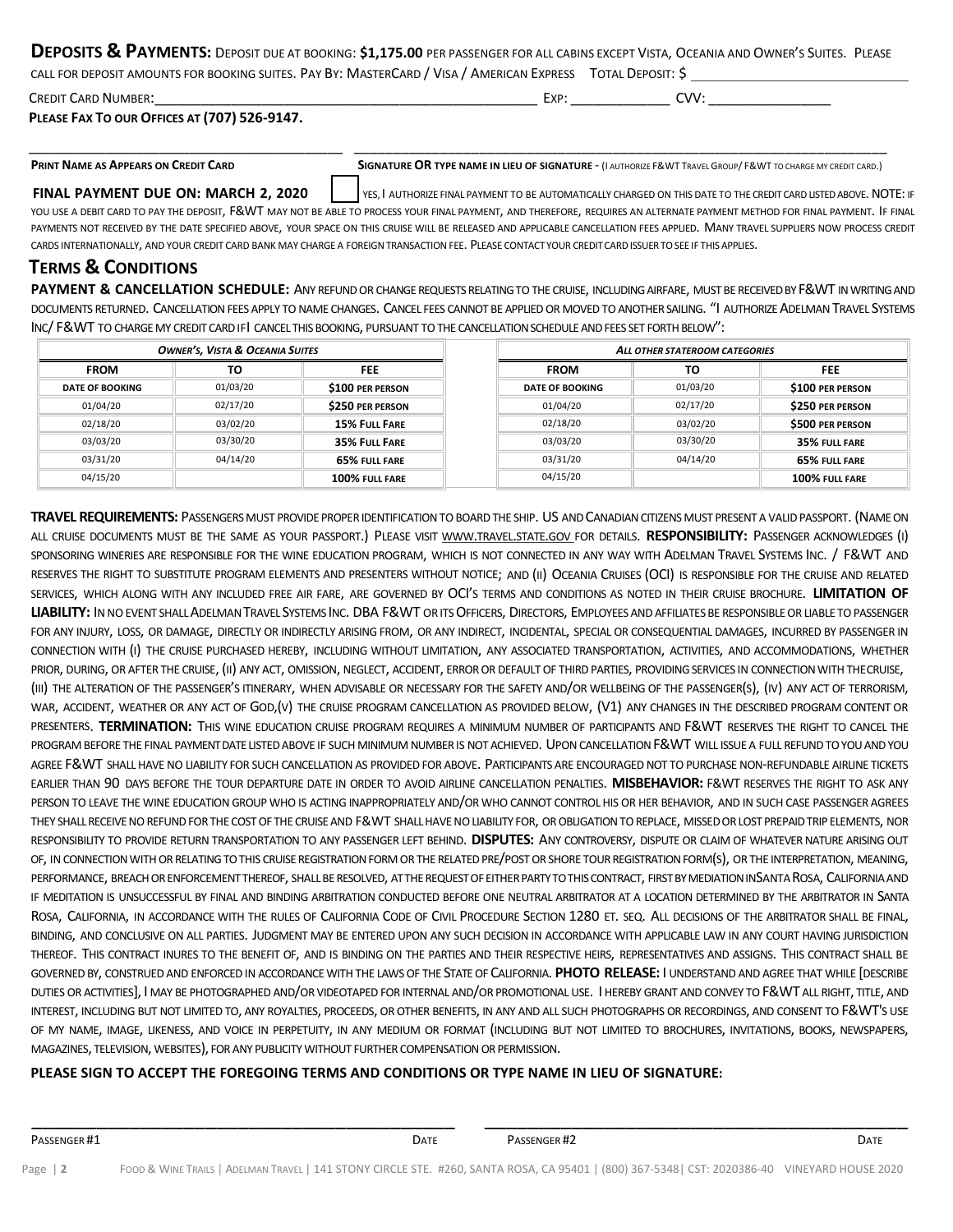**DEPOSITS & PAYMENTS:** DEPOSIT DUE AT BOOKING: **$1,175.00** PER PASSENGER FOR ALL CABINS EXCEPT VISTA, OCEANIA AND OWNER'S SUITES. PLEASE CALL FOR DEPOSIT AMOUNTS FOR BOOKING SUITES. PAY BY: MASTERCARD / VISA / AMERICAN EXPRESS TOTAL DEPOSIT: $ ____________________________

CREDIT CARD NUMBER: ____________________________________________________ EXP: _____________ CVV: ________________

**PLEASE FAX TO OUR OFFICES AT (707) 526-9147.**

________________________________________ ________________________________________________________________________

**PRINT NAME AS APPEARS ON CREDIT CARD** **SIGNATURE OR TYPE NAME IN LIEU OF SIGNATURE** - (I AUTHORIZE F&WT TRAVEL GROUP/ F&WT TO CHARGE MY CREDIT CARD.)

**FINAL PAYMENT DUE ON: MARCH 2, 2020** ☐ YES, I AUTHORIZE FINAL PAYMENT TO BE AUTOMATICALLY CHARGED ON THIS DATE TO THE CREDIT CARD LISTED ABOVE. NOTE: IF YOU USE A DEBIT CARD TO PAY THE DEPOSIT, F&WT MAY NOT BE ABLE TO PROCESS YOUR FINAL PAYMENT, AND THEREFORE, REQUIRES AN ALTERNATE PAYMENT METHOD FOR FINAL PAYMENT. IF FINAL PAYMENTS NOT RECEIVED BY THE DATE SPECIFIED ABOVE, YOUR SPACE ON THIS CRUISE WILL BE RELEASED AND APPLICABLE CANCELLATION FEES APPLIED. MANY TRAVEL SUPPLIERS NOW PROCESS CREDIT CARDS INTERNATIONALLY, AND YOUR CREDIT CARD BANK MAY CHARGE A FOREIGN TRANSACTION FEE. PLEASE CONTACT YOUR CREDIT CARD ISSUER TO SEE IF THIS APPLIES.

## TERMS & CONDITIONS

**PAYMENT & CANCELLATION SCHEDULE:** ANY REFUND OR CHANGE REQUESTS RELATING TO THE CRUISE, INCLUDING AIRFARE, MUST BE RECEIVED BY F&WT IN WRITING AND DOCUMENTS RETURNED. CANCELLATION FEES APPLY TO NAME CHANGES. CANCEL FEES CANNOT BE APPLIED OR MOVED TO ANOTHER SAILING. "I AUTHORIZE ADELMAN TRAVEL SYSTEMS INC/ F&WT TO CHARGE MY CREDIT CARD IF I CANCEL THIS BOOKING, PURSUANT TO THE CANCELLATION SCHEDULE AND FEES SET FORTH BELOW":

| *OWNER'S, VISTA & OCEANIA SUITES* | | |
|---|---|---|
| **FROM** | **TO** | **FEE** |
| **DATE OF BOOKING** | 01/03/20 | **$100 PER PERSON** |
| 01/04/20 | 02/17/20 | **$250 PER PERSON** |
| 02/18/20 | 03/02/20 | **15% FULL FARE** |
| 03/03/20 | 03/30/20 | **35% FULL FARE** |
| 03/31/20 | 04/14/20 | **65% FULL FARE** |
| 04/15/20 | | **100% FULL FARE** |

| *ALL OTHER STATEROOM CATEGORIES* | | |
|---|---|---|
| **FROM** | **TO** | **FEE** |
| **DATE OF BOOKING** | 01/03/20 | **$100 PER PERSON** |
| 01/04/20 | 02/17/20 | **$250 PER PERSON** |
| 02/18/20 | 03/02/20 | **$500 PER PERSON** |
| 03/03/20 | 03/30/20 | **35% FULL FARE** |
| 03/31/20 | 04/14/20 | **65% FULL FARE** |
| 04/15/20 | | **100% FULL FARE** |

**TRAVEL REQUIREMENTS:** PASSENGERS MUST PROVIDE PROPER IDENTIFICATION TO BOARD THE SHIP. US AND CANADIAN CITIZENS MUST PRESENT A VALID PASSPORT. (NAME ON ALL CRUISE DOCUMENTS MUST BE THE SAME AS YOUR PASSPORT.) PLEASE VISIT WWW.TRAVEL.STATE.GOV FOR DETAILS. **RESPONSIBILITY:** PASSENGER ACKNOWLEDGES (I) SPONSORING WINERIES ARE RESPONSIBLE FOR THE WINE EDUCATION PROGRAM, WHICH IS NOT CONNECTED IN ANY WAY WITH ADELMAN TRAVEL SYSTEMS INC. / F&WT AND RESERVES THE RIGHT TO SUBSTITUTE PROGRAM ELEMENTS AND PRESENTERS WITHOUT NOTICE; AND (II) OCEANIA CRUISES (OCI) IS RESPONSIBLE FOR THE CRUISE AND RELATED SERVICES, WHICH ALONG WITH ANY INCLUDED FREE AIR FARE, ARE GOVERNED BY OCI'S TERMS AND CONDITIONS AS NOTED IN THEIR CRUISE BROCHURE. **LIMITATION OF LIABILITY:** IN NO EVENT SHALL ADELMAN TRAVEL SYSTEMS INC. DBA F&WT OR ITS OFFICERS, DIRECTORS, EMPLOYEES AND AFFILIATES BE RESPONSIBLE OR LIABLE TO PASSENGER FOR ANY INJURY, LOSS, OR DAMAGE, DIRECTLY OR INDIRECTLY ARISING FROM, OR ANY INDIRECT, INCIDENTAL, SPECIAL OR CONSEQUENTIAL DAMAGES, INCURRED BY PASSENGER IN CONNECTION WITH (I) THE CRUISE PURCHASED HEREBY, INCLUDING WITHOUT LIMITATION, ANY ASSOCIATED TRANSPORTATION, ACTIVITIES, AND ACCOMMODATIONS, WHETHER PRIOR, DURING, OR AFTER THE CRUISE, (II) ANY ACT, OMISSION, NEGLECT, ACCIDENT, ERROR OR DEFAULT OF THIRD PARTIES, PROVIDING SERVICES IN CONNECTION WITH THE CRUISE, (III) THE ALTERATION OF THE PASSENGER'S ITINERARY, WHEN ADVISABLE OR NECESSARY FOR THE SAFETY AND/OR WELLBEING OF THE PASSENGER(S), (IV) ANY ACT OF TERRORISM, WAR, ACCIDENT, WEATHER OR ANY ACT OF GOD,(V) THE CRUISE PROGRAM CANCELLATION AS PROVIDED BELOW, (V1) ANY CHANGES IN THE DESCRIBED PROGRAM CONTENT OR PRESENTERS. **TERMINATION:** THIS WINE EDUCATION CRUISE PROGRAM REQUIRES A MINIMUM NUMBER OF PARTICIPANTS AND F&WT RESERVES THE RIGHT TO CANCEL THE PROGRAM BEFORE THE FINAL PAYMENT DATE LISTED ABOVE IF SUCH MINIMUM NUMBER IS NOT ACHIEVED. UPON CANCELLATION F&WT WILL ISSUE A FULL REFUND TO YOU AND YOU AGREE F&WT SHALL HAVE NO LIABILITY FOR SUCH CANCELLATION AS PROVIDED FOR ABOVE. PARTICIPANTS ARE ENCOURAGED NOT TO PURCHASE NON-REFUNDABLE AIRLINE TICKETS EARLIER THAN 90 DAYS BEFORE THE TOUR DEPARTURE DATE IN ORDER TO AVOID AIRLINE CANCELLATION PENALTIES. **MISBEHAVIOR:** F&WT RESERVES THE RIGHT TO ASK ANY PERSON TO LEAVE THE WINE EDUCATION GROUP WHO IS ACTING INAPPROPRIATELY AND/OR WHO CANNOT CONTROL HIS OR HER BEHAVIOR, AND IN SUCH CASE PASSENGER AGREES THEY SHALL RECEIVE NO REFUND FOR THE COST OF THE CRUISE AND F&WT SHALL HAVE NO LIABILITY FOR, OR OBLIGATION TO REPLACE, MISSED OR LOST PREPAID TRIP ELEMENTS, NOR RESPONSIBILITY TO PROVIDE RETURN TRANSPORTATION TO ANY PASSENGER LEFT BEHIND. **DISPUTES:** ANY CONTROVERSY, DISPUTE OR CLAIM OF WHATEVER NATURE ARISING OUT OF, IN CONNECTION WITH OR RELATING TO THIS CRUISE REGISTRATION FORM OR THE RELATED PRE/POST OR SHORE TOUR REGISTRATION FORM(S), OR THE INTERPRETATION, MEANING, PERFORMANCE, BREACH OR ENFORCEMENT THEREOF, SHALL BE RESOLVED, AT THE REQUEST OF EITHER PARTY TO THIS CONTRACT, FIRST BY MEDIATION IN SANTA ROSA, CALIFORNIA AND IF MEDITATION IS UNSUCCESSFUL BY FINAL AND BINDING ARBITRATION CONDUCTED BEFORE ONE NEUTRAL ARBITRATOR AT A LOCATION DETERMINED BY THE ARBITRATOR IN SANTA ROSA, CALIFORNIA, IN ACCORDANCE WITH THE RULES OF CALIFORNIA CODE OF CIVIL PROCEDURE SECTION 1280 ET. SEQ. ALL DECISIONS OF THE ARBITRATOR SHALL BE FINAL, BINDING, AND CONCLUSIVE ON ALL PARTIES. JUDGMENT MAY BE ENTERED UPON ANY SUCH DECISION IN ACCORDANCE WITH APPLICABLE LAW IN ANY COURT HAVING JURISDICTION THEREOF. THIS CONTRACT INURES TO THE BENEFIT OF, AND IS BINDING ON THE PARTIES AND THEIR RESPECTIVE HEIRS, REPRESENTATIVES AND ASSIGNS. THIS CONTRACT SHALL BE GOVERNED BY, CONSTRUED AND ENFORCED IN ACCORDANCE WITH THE LAWS OF THE STATE OF CALIFORNIA. **PHOTO RELEASE:** I UNDERSTAND AND AGREE THAT WHILE [DESCRIBE DUTIES OR ACTIVITIES], I MAY BE PHOTOGRAPHED AND/OR VIDEOTAPED FOR INTERNAL AND/OR PROMOTIONAL USE. I HEREBY GRANT AND CONVEY TO F&WT ALL RIGHT, TITLE, AND INTEREST, INCLUDING BUT NOT LIMITED TO, ANY ROYALTIES, PROCEEDS, OR OTHER BENEFITS, IN ANY AND ALL SUCH PHOTOGRAPHS OR RECORDINGS, AND CONSENT TO F&WT'S USE OF MY NAME, IMAGE, LIKENESS, AND VOICE IN PERPETUITY, IN ANY MEDIUM OR FORMAT (INCLUDING BUT NOT LIMITED TO BROCHURES, INVITATIONS, BOOKS, NEWSPAPERS, MAGAZINES, TELEVISION, WEBSITES), FOR ANY PUBLICITY WITHOUT FURTHER COMPENSATION OR PERMISSION.

**PLEASE SIGN TO ACCEPT THE FOREGOING TERMS AND CONDITIONS OR TYPE NAME IN LIEU OF SIGNATURE:**

______________________________________________ ______________________________________________

PASSENGER #1 DATE PASSENGER #2 DATE

FOOD & WINE TRAILS | ADELMAN TRAVEL | 141 STONY CIRCLE STE. #260, SANTA ROSA, CA 95401 | (800) 367-5348| CST: 2020386-40 VINEYARD HOUSE 2020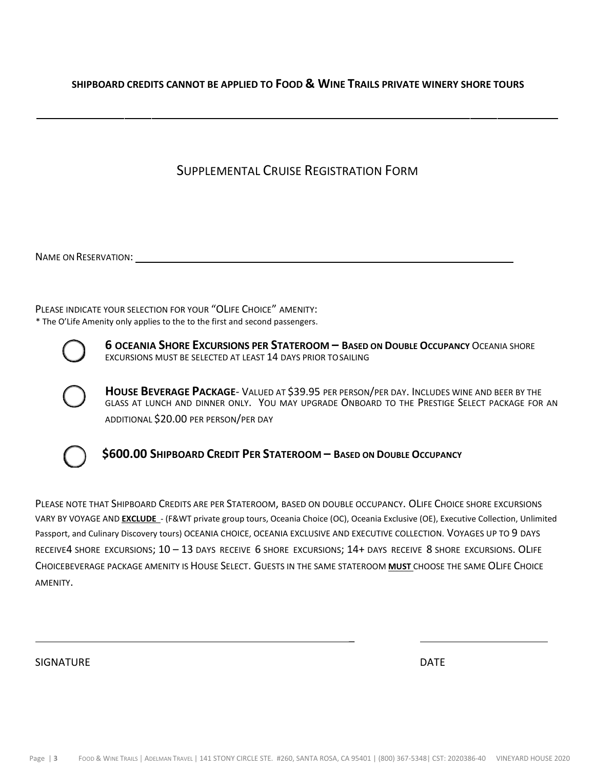**SHIPBOARD CREDITS CANNOT BE APPLIED TO FOOD & WINE TRAILS PRIVATE WINERY SHORE TOURS**

---

## SUPPLEMENTAL CRUISE REGISTRATION FORM

NAME ON RESERVATION: ______________________________________________

PLEASE INDICATE YOUR SELECTION FOR YOUR "OLIFE CHOICE" AMENITY:

\* The O'Life Amenity only applies to the to the first and second passengers.

- ◯ **6 OCEANIA SHORE EXCURSIONS PER STATEROOM – BASED ON DOUBLE OCCUPANCY** OCEANIA SHORE EXCURSIONS MUST BE SELECTED AT LEAST 14 DAYS PRIOR TO SAILING

- ◯ **HOUSE BEVERAGE PACKAGE**- VALUED AT $39.95 PER PERSON/PER DAY. INCLUDES WINE AND BEER BY THE GLASS AT LUNCH AND DINNER ONLY. YOU MAY UPGRADE ONBOARD TO THE PRESTIGE SELECT PACKAGE FOR AN ADDITIONAL $20.00 PER PERSON/PER DAY

- ◯ **$600.00 SHIPBOARD CREDIT PER STATEROOM – BASED ON DOUBLE OCCUPANCY**

PLEASE NOTE THAT SHIPBOARD CREDITS ARE PER STATEROOM, BASED ON DOUBLE OCCUPANCY. OLIFE CHOICE SHORE EXCURSIONS VARY BY VOYAGE AND **EXCLUDE** - (F&WT private group tours, Oceania Choice (OC), Oceania Exclusive (OE), Executive Collection, Unlimited Passport, and Culinary Discovery tours) OCEANIA CHOICE, OCEANIA EXCLUSIVE AND EXECUTIVE COLLECTION. VOYAGES UP TO 9 DAYS RECEIVE4 SHORE EXCURSIONS; 10 – 13 DAYS RECEIVE 6 SHORE EXCURSIONS; 14+ DAYS RECEIVE 8 SHORE EXCURSIONS. OLIFE CHOICEBEVERAGE PACKAGE AMENITY IS HOUSE SELECT. GUESTS IN THE SAME STATEROOM **MUST** CHOOSE THE SAME OLIFE CHOICE AMENITY.

______________________________________________ ____________________

SIGNATURE DATE